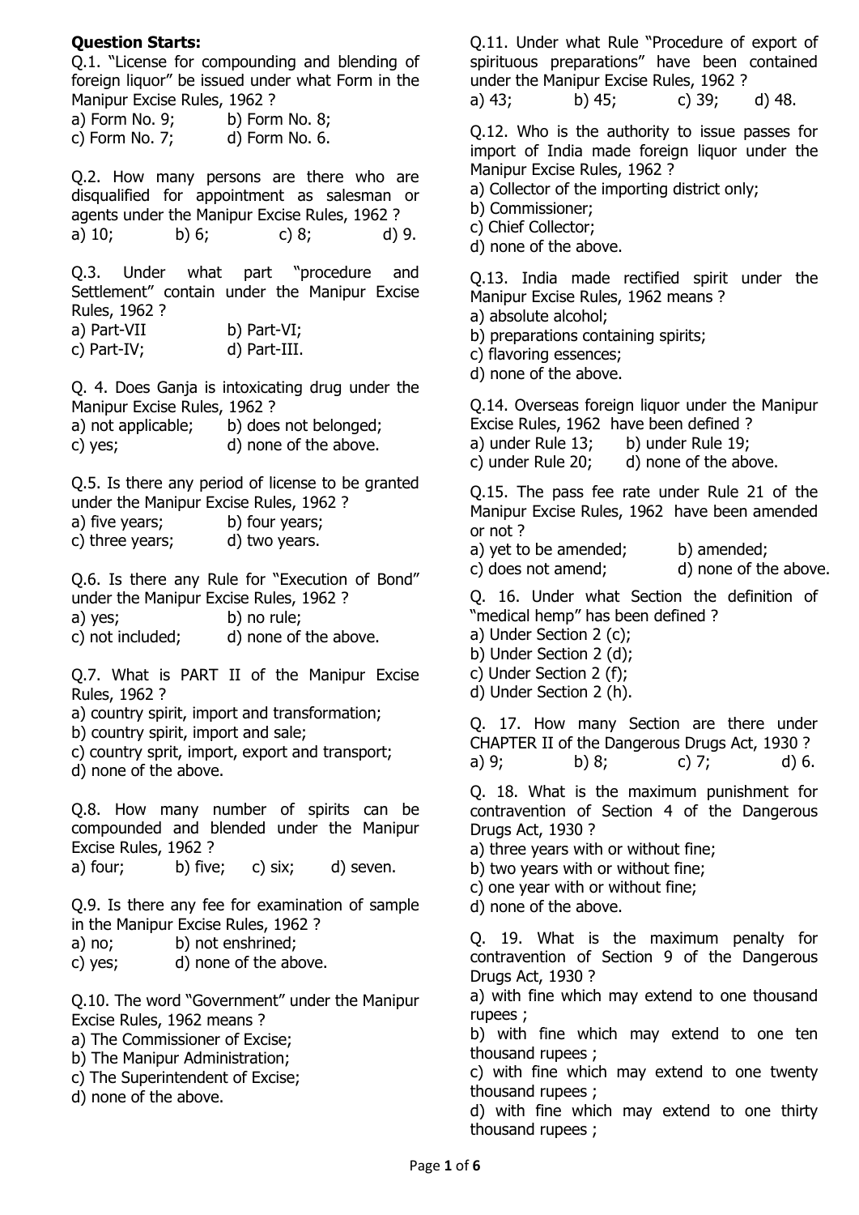**Question Starts:**

Q.1. "License for compounding and blending of foreign liquor" be issued under what Form in the Manipur Excise Rules, 1962 ?

a) Form No. 9; b) Form No. 8;
c) Form No. 7; d) Form No. 6.

Q.2. How many persons are there who are disqualified for appointment as salesman or agents under the Manipur Excise Rules, 1962 ?

a) 10; b) 6; c) 8; d) 9.

Q.3. Under what part "procedure and Settlement" contain under the Manipur Excise Rules, 1962 ?

a) Part-VII b) Part-VI;
c) Part-IV; d) Part-III.

Q. 4. Does Ganja is intoxicating drug under the Manipur Excise Rules, 1962 ?

a) not applicable; b) does not belonged;
c) yes; d) none of the above.

Q.5. Is there any period of license to be granted under the Manipur Excise Rules, 1962 ?

a) five years; b) four years;
c) three years; d) two years.

Q.6. Is there any Rule for "Execution of Bond" under the Manipur Excise Rules, 1962 ?

a) yes; b) no rule;
c) not included; d) none of the above.

Q.7. What is PART II of the Manipur Excise Rules, 1962 ?

a) country spirit, import and transformation;
b) country spirit, import and sale;
c) country sprit, import, export and transport;
d) none of the above.

Q.8. How many number of spirits can be compounded and blended under the Manipur Excise Rules, 1962 ?

a) four; b) five; c) six; d) seven.

Q.9. Is there any fee for examination of sample in the Manipur Excise Rules, 1962 ?

a) no; b) not enshrined;
c) yes; d) none of the above.

Q.10. The word "Government" under the Manipur Excise Rules, 1962 means ?

a) The Commissioner of Excise;
b) The Manipur Administration;
c) The Superintendent of Excise;
d) none of the above.

Q.11. Under what Rule "Procedure of export of spirituous preparations" have been contained under the Manipur Excise Rules, 1962 ?

a) 43; b) 45; c) 39; d) 48.

Q.12. Who is the authority to issue passes for import of India made foreign liquor under the Manipur Excise Rules, 1962 ?

a) Collector of the importing district only;
b) Commissioner;
c) Chief Collector;
d) none of the above.

Q.13. India made rectified spirit under the Manipur Excise Rules, 1962 means ?

a) absolute alcohol;
b) preparations containing spirits;
c) flavoring essences;
d) none of the above.

Q.14. Overseas foreign liquor under the Manipur Excise Rules, 1962 have been defined ?

a) under Rule 13; b) under Rule 19;
c) under Rule 20; d) none of the above.

Q.15. The pass fee rate under Rule 21 of the Manipur Excise Rules, 1962 have been amended or not ?

a) yet to be amended; b) amended;
c) does not amend; d) none of the above.

Q. 16. Under what Section the definition of "medical hemp" has been defined ?

a) Under Section 2 (c);
b) Under Section 2 (d);
c) Under Section 2 (f);
d) Under Section 2 (h).

Q. 17. How many Section are there under CHAPTER II of the Dangerous Drugs Act, 1930 ?

a) 9; b) 8; c) 7; d) 6.

Q. 18. What is the maximum punishment for contravention of Section 4 of the Dangerous Drugs Act, 1930 ?

a) three years with or without fine;
b) two years with or without fine;
c) one year with or without fine;
d) none of the above.

Q. 19. What is the maximum penalty for contravention of Section 9 of the Dangerous Drugs Act, 1930 ?

a) with fine which may extend to one thousand rupees ;
b) with fine which may extend to one ten thousand rupees ;
c) with fine which may extend to one twenty thousand rupees ;
d) with fine which may extend to one thirty thousand rupees ;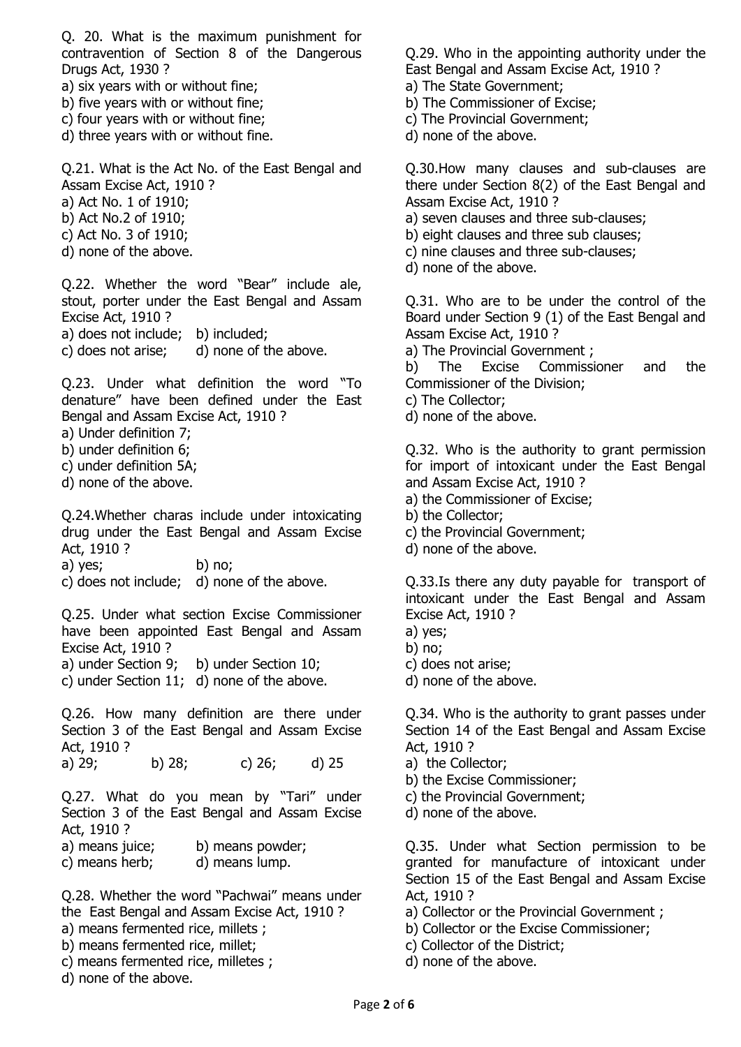Q. 20. What is the maximum punishment for contravention of Section 8 of the Dangerous Drugs Act, 1930 ?

a) six years with or without fine;
b) five years with or without fine;
c) four years with or without fine;
d) three years with or without fine.

Q.21. What is the Act No. of the East Bengal and Assam Excise Act, 1910 ?

a) Act No. 1 of 1910;
b) Act No.2 of 1910;
c) Act No. 3 of 1910;
d) none of the above.

Q.22. Whether the word "Bear" include ale, stout, porter under the East Bengal and Assam Excise Act, 1910 ?

a) does not include; b) included;
c) does not arise; d) none of the above.

Q.23. Under what definition the word "To denature" have been defined under the East Bengal and Assam Excise Act, 1910 ?

a) Under definition 7;
b) under definition 6;
c) under definition 5A;
d) none of the above.

Q.24.Whether charas include under intoxicating drug under the East Bengal and Assam Excise Act, 1910 ?

a) yes; b) no;
c) does not include; d) none of the above.

Q.25. Under what section Excise Commissioner have been appointed East Bengal and Assam Excise Act, 1910 ?

a) under Section 9; b) under Section 10;
c) under Section 11; d) none of the above.

Q.26. How many definition are there under Section 3 of the East Bengal and Assam Excise Act, 1910 ?

a) 29; b) 28; c) 26; d) 25

Q.27. What do you mean by "Tari" under Section 3 of the East Bengal and Assam Excise Act, 1910 ?

a) means juice; b) means powder;
c) means herb; d) means lump.

Q.28. Whether the word "Pachwai" means under the East Bengal and Assam Excise Act, 1910 ?

a) means fermented rice, millets ;
b) means fermented rice, millet;
c) means fermented rice, milletes ;
d) none of the above.

Q.29. Who in the appointing authority under the East Bengal and Assam Excise Act, 1910 ?

a) The State Government;
b) The Commissioner of Excise;
c) The Provincial Government;
d) none of the above.

Q.30.How many clauses and sub-clauses are there under Section 8(2) of the East Bengal and Assam Excise Act, 1910 ?

a) seven clauses and three sub-clauses;
b) eight clauses and three sub clauses;
c) nine clauses and three sub-clauses;
d) none of the above.

Q.31. Who are to be under the control of the Board under Section 9 (1) of the East Bengal and Assam Excise Act, 1910 ?

a) The Provincial Government ;
b) The Excise Commissioner and the Commissioner of the Division;
c) The Collector;
d) none of the above.

Q.32. Who is the authority to grant permission for import of intoxicant under the East Bengal and Assam Excise Act, 1910 ?

a) the Commissioner of Excise;
b) the Collector;
c) the Provincial Government;
d) none of the above.

Q.33.Is there any duty payable for transport of intoxicant under the East Bengal and Assam Excise Act, 1910 ?

a) yes;
b) no;
c) does not arise;
d) none of the above.

Q.34. Who is the authority to grant passes under Section 14 of the East Bengal and Assam Excise Act, 1910 ?

a) the Collector;
b) the Excise Commissioner;
c) the Provincial Government;
d) none of the above.

Q.35. Under what Section permission to be granted for manufacture of intoxicant under Section 15 of the East Bengal and Assam Excise Act, 1910 ?

a) Collector or the Provincial Government ;
b) Collector or the Excise Commissioner;
c) Collector of the District;
d) none of the above.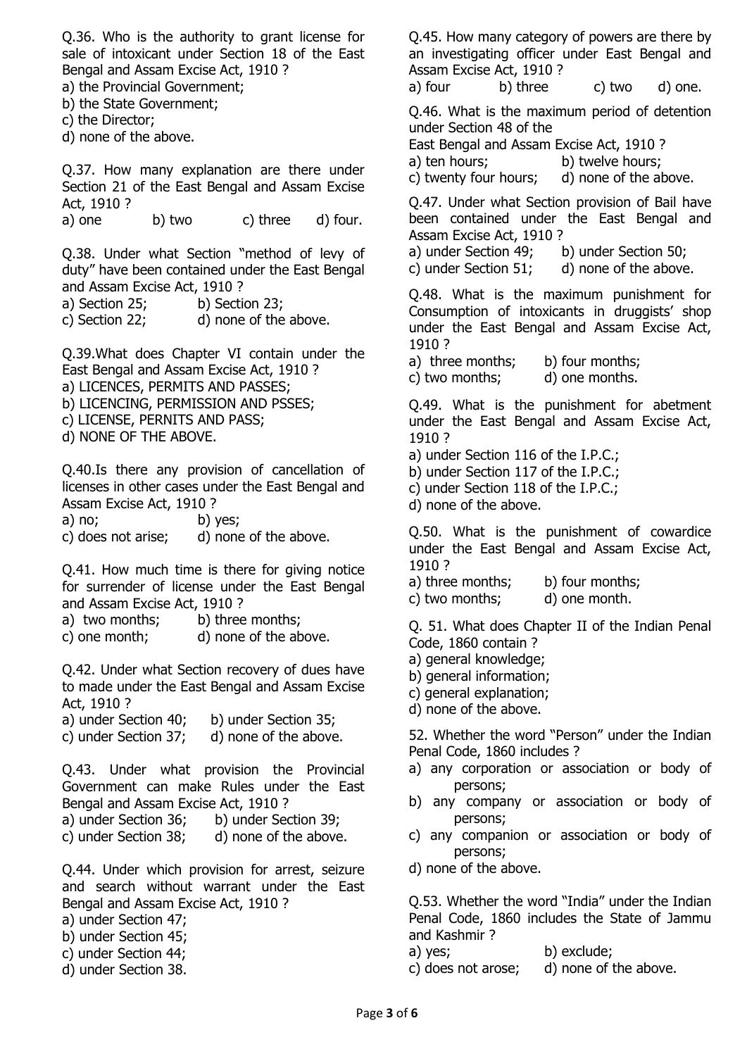Q.36. Who is the authority to grant license for sale of intoxicant under Section 18 of the East Bengal and Assam Excise Act, 1910 ?

a) the Provincial Government;

b) the State Government;

c) the Director;

d) none of the above.

Q.37. How many explanation are there under Section 21 of the East Bengal and Assam Excise Act, 1910 ?

a) one b) two c) three d) four.

Q.38. Under what Section "method of levy of duty" have been contained under the East Bengal and Assam Excise Act, 1910 ?

a) Section 25; b) Section 23;

c) Section 22; d) none of the above.

Q.39.What does Chapter VI contain under the East Bengal and Assam Excise Act, 1910 ?

a) LICENCES, PERMITS AND PASSES;

b) LICENCING, PERMISSION AND PSSES;

c) LICENSE, PERNITS AND PASS;

d) NONE OF THE ABOVE.

Q.40.Is there any provision of cancellation of licenses in other cases under the East Bengal and Assam Excise Act, 1910 ?

a) no; b) yes;

c) does not arise; d) none of the above.

Q.41. How much time is there for giving notice for surrender of license under the East Bengal and Assam Excise Act, 1910 ?

a) two months; b) three months;

c) one month; d) none of the above.

Q.42. Under what Section recovery of dues have to made under the East Bengal and Assam Excise Act, 1910 ?

a) under Section 40; b) under Section 35;

c) under Section 37; d) none of the above.

Q.43. Under what provision the Provincial Government can make Rules under the East Bengal and Assam Excise Act, 1910 ?

a) under Section 36; b) under Section 39;

c) under Section 38; d) none of the above.

Q.44. Under which provision for arrest, seizure and search without warrant under the East Bengal and Assam Excise Act, 1910 ?

a) under Section 47;

b) under Section 45;

c) under Section 44;

d) under Section 38.

Q.45. How many category of powers are there by an investigating officer under East Bengal and Assam Excise Act, 1910 ?

a) four b) three c) two d) one.

Q.46. What is the maximum period of detention under Section 48 of the East Bengal and Assam Excise Act, 1910 ?

a) ten hours; b) twelve hours;

c) twenty four hours; d) none of the above.

Q.47. Under what Section provision of Bail have been contained under the East Bengal and Assam Excise Act, 1910 ?

a) under Section 49; b) under Section 50;

c) under Section 51; d) none of the above.

Q.48. What is the maximum punishment for Consumption of intoxicants in druggists' shop under the East Bengal and Assam Excise Act, 1910 ?

a) three months; b) four months;

c) two months; d) one months.

Q.49. What is the punishment for abetment under the East Bengal and Assam Excise Act, 1910 ?

a) under Section 116 of the I.P.C.;

b) under Section 117 of the I.P.C.;

c) under Section 118 of the I.P.C.;

d) none of the above.

Q.50. What is the punishment of cowardice under the East Bengal and Assam Excise Act, 1910 ?

a) three months; b) four months;

c) two months; d) one month.

Q. 51. What does Chapter II of the Indian Penal Code, 1860 contain ?

a) general knowledge;

b) general information;

c) general explanation;

d) none of the above.

52. Whether the word "Person" under the Indian Penal Code, 1860 includes ?

a) any corporation or association or body of persons;

b) any company or association or body of persons;

c) any companion or association or body of persons;

d) none of the above.

Q.53. Whether the word "India" under the Indian Penal Code, 1860 includes the State of Jammu and Kashmir ?

a) yes; b) exclude;

c) does not arose; d) none of the above.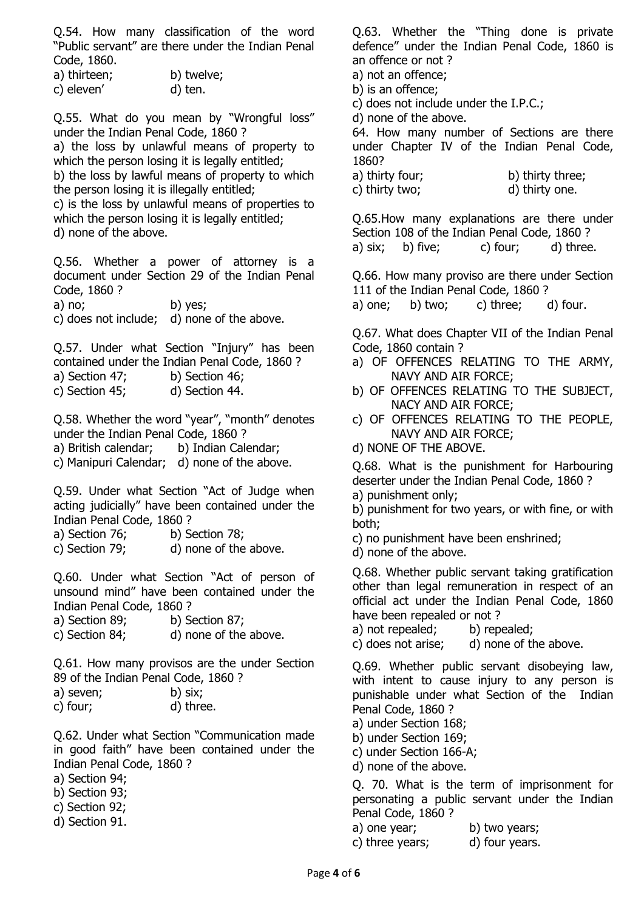Q.54. How many classification of the word "Public servant" are there under the Indian Penal Code, 1860.

a) thirteen; b) twelve;
c) eleven' d) ten.

Q.55. What do you mean by "Wrongful loss" under the Indian Penal Code, 1860 ?

a) the loss by unlawful means of property to which the person losing it is legally entitled;
b) the loss by lawful means of property to which the person losing it is illegally entitled;
c) is the loss by unlawful means of properties to which the person losing it is legally entitled;
d) none of the above.

Q.56. Whether a power of attorney is a document under Section 29 of the Indian Penal Code, 1860 ?

a) no; b) yes;
c) does not include; d) none of the above.

Q.57. Under what Section "Injury" has been contained under the Indian Penal Code, 1860 ?

a) Section 47; b) Section 46;
c) Section 45; d) Section 44.

Q.58. Whether the word "year", "month" denotes under the Indian Penal Code, 1860 ?

a) British calendar; b) Indian Calendar;
c) Manipuri Calendar; d) none of the above.

Q.59. Under what Section "Act of Judge when acting judicially" have been contained under the Indian Penal Code, 1860 ?

a) Section 76; b) Section 78;
c) Section 79; d) none of the above.

Q.60. Under what Section "Act of person of unsound mind" have been contained under the Indian Penal Code, 1860 ?

a) Section 89; b) Section 87;
c) Section 84; d) none of the above.

Q.61. How many provisos are the under Section 89 of the Indian Penal Code, 1860 ?

a) seven; b) six;
c) four; d) three.

Q.62. Under what Section "Communication made in good faith" have been contained under the Indian Penal Code, 1860 ?

a) Section 94;
b) Section 93;
c) Section 92;
d) Section 91.

Q.63. Whether the "Thing done is private defence" under the Indian Penal Code, 1860 is an offence or not ?

a) not an offence;
b) is an offence;
c) does not include under the I.P.C.;
d) none of the above.

64. How many number of Sections are there under Chapter IV of the Indian Penal Code, 1860?

a) thirty four; b) thirty three;
c) thirty two; d) thirty one.

Q.65.How many explanations are there under Section 108 of the Indian Penal Code, 1860 ?

a) six; b) five; c) four; d) three.

Q.66. How many proviso are there under Section 111 of the Indian Penal Code, 1860 ?

a) one; b) two; c) three; d) four.

Q.67. What does Chapter VII of the Indian Penal Code, 1860 contain ?

a) OF OFFENCES RELATING TO THE ARMY, NAVY AND AIR FORCE;
b) OF OFFENCES RELATING TO THE SUBJECT, NACY AND AIR FORCE;
c) OF OFFENCES RELATING TO THE PEOPLE, NAVY AND AIR FORCE;
d) NONE OF THE ABOVE.

Q.68. What is the punishment for Harbouring deserter under the Indian Penal Code, 1860 ?

a) punishment only;
b) punishment for two years, or with fine, or with both;
c) no punishment have been enshrined;
d) none of the above.

Q.68. Whether public servant taking gratification other than legal remuneration in respect of an official act under the Indian Penal Code, 1860 have been repealed or not ?

a) not repealed; b) repealed;
c) does not arise; d) none of the above.

Q.69. Whether public servant disobeying law, with intent to cause injury to any person is punishable under what Section of the Indian Penal Code, 1860 ?

a) under Section 168;
b) under Section 169;
c) under Section 166-A;
d) none of the above.

Q. 70. What is the term of imprisonment for personating a public servant under the Indian Penal Code, 1860 ?

a) one year; b) two years;
c) three years; d) four years.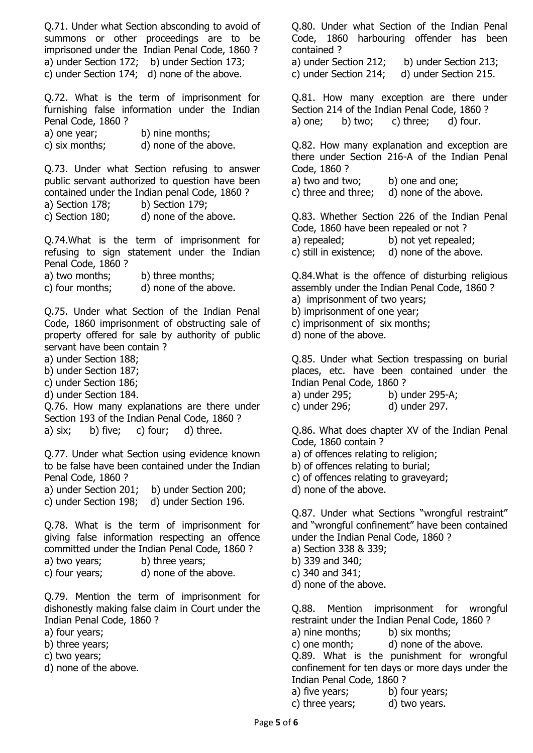Q.71. Under what Section absconding to avoid of summons or other proceedings are to be imprisoned under the Indian Penal Code, 1860 ?
a) under Section 172; b) under Section 173;
c) under Section 174; d) none of the above.

Q.72. What is the term of imprisonment for furnishing false information under the Indian Penal Code, 1860 ?
a) one year; b) nine months;
c) six months; d) none of the above.

Q.73. Under what Section refusing to answer public servant authorized to question have been contained under the Indian penal Code, 1860 ?
a) Section 178; b) Section 179;
c) Section 180; d) none of the above.

Q.74.What is the term of imprisonment for refusing to sign statement under the Indian Penal Code, 1860 ?
a) two months; b) three months;
c) four months; d) none of the above.

Q.75. Under what Section of the Indian Penal Code, 1860 imprisonment of obstructing sale of property offered for sale by authority of public servant have been contain ?
a) under Section 188;
b) under Section 187;
c) under Section 186;
d) under Section 184.

Q.76. How many explanations are there under Section 193 of the Indian Penal Code, 1860 ?
a) six; b) five; c) four; d) three.

Q.77. Under what Section using evidence known to be false have been contained under the Indian Penal Code, 1860 ?
a) under Section 201; b) under Section 200;
c) under Section 198; d) under Section 196.

Q.78. What is the term of imprisonment for giving false information respecting an offence committed under the Indian Penal Code, 1860 ?
a) two years; b) three years;
c) four years; d) none of the above.

Q.79. Mention the term of imprisonment for dishonestly making false claim in Court under the Indian Penal Code, 1860 ?
a) four years;
b) three years;
c) two years;
d) none of the above.

Q.80. Under what Section of the Indian Penal Code, 1860 harbouring offender has been contained ?
a) under Section 212; b) under Section 213;
c) under Section 214; d) under Section 215.

Q.81. How many exception are there under Section 214 of the Indian Penal Code, 1860 ?
a) one; b) two; c) three; d) four.

Q.82. How many explanation and exception are there under Section 216-A of the Indian Penal Code, 1860 ?
a) two and two; b) one and one;
c) three and three; d) none of the above.

Q.83. Whether Section 226 of the Indian Penal Code, 1860 have been repealed or not ?
a) repealed; b) not yet repealed;
c) still in existence; d) none of the above.

Q.84.What is the offence of disturbing religious assembly under the Indian Penal Code, 1860 ?
a) imprisonment of two years;
b) imprisonment of one year;
c) imprisonment of six months;
d) none of the above.

Q.85. Under what Section trespassing on burial places, etc. have been contained under the Indian Penal Code, 1860 ?
a) under 295; b) under 295-A;
c) under 296; d) under 297.

Q.86. What does chapter XV of the Indian Penal Code, 1860 contain ?
a) of offences relating to religion;
b) of offences relating to burial;
c) of offences relating to graveyard;
d) none of the above.

Q.87. Under what Sections "wrongful restraint" and "wrongful confinement" have been contained under the Indian Penal Code, 1860 ?
a) Section 338 & 339;
b) 339 and 340;
c) 340 and 341;
d) none of the above.

Q.88. Mention imprisonment for wrongful restraint under the Indian Penal Code, 1860 ?
a) nine months; b) six months;
c) one month; d) none of the above.

Q.89. What is the punishment for wrongful confinement for ten days or more days under the Indian Penal Code, 1860 ?
a) five years; b) four years;
c) three years; d) two years.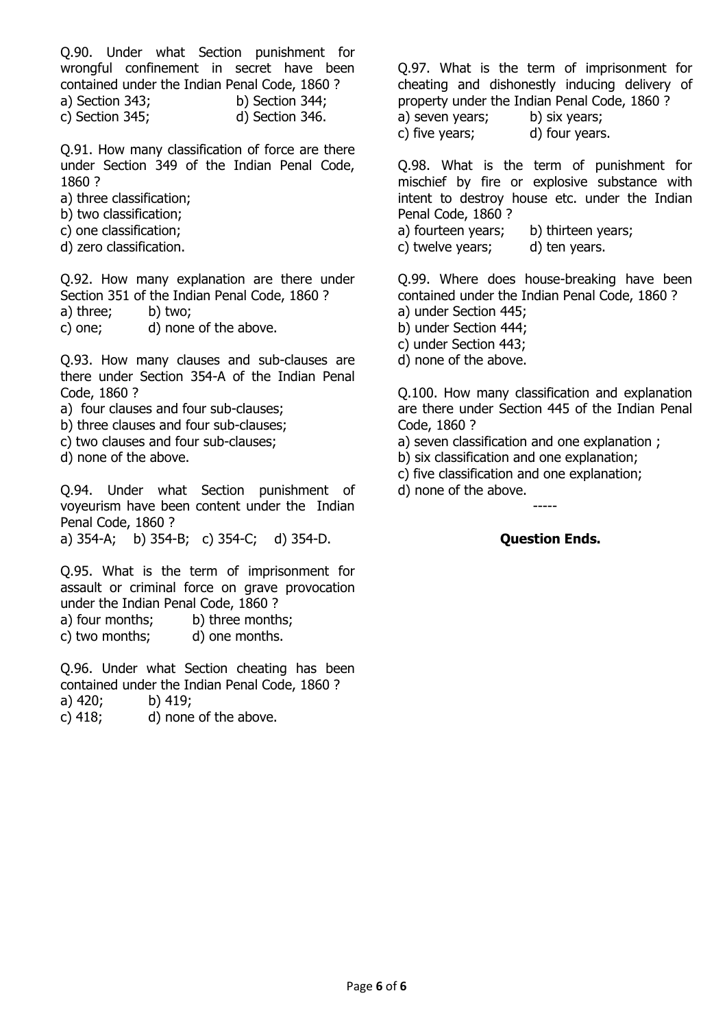Q.90. Under what Section punishment for wrongful confinement in secret have been contained under the Indian Penal Code, 1860 ?
a) Section 343; b) Section 344;
c) Section 345; d) Section 346.

Q.91. How many classification of force are there under Section 349 of the Indian Penal Code, 1860 ?
a) three classification;
b) two classification;
c) one classification;
d) zero classification.

Q.92. How many explanation are there under Section 351 of the Indian Penal Code, 1860 ?
a) three; b) two;
c) one; d) none of the above.

Q.93. How many clauses and sub-clauses are there under Section 354-A of the Indian Penal Code, 1860 ?
a) four clauses and four sub-clauses;
b) three clauses and four sub-clauses;
c) two clauses and four sub-clauses;
d) none of the above.

Q.94. Under what Section punishment of voyeurism have been content under the Indian Penal Code, 1860 ?
a) 354-A; b) 354-B; c) 354-C; d) 354-D.

Q.95. What is the term of imprisonment for assault or criminal force on grave provocation under the Indian Penal Code, 1860 ?
a) four months; b) three months;
c) two months; d) one months.

Q.96. Under what Section cheating has been contained under the Indian Penal Code, 1860 ?
a) 420; b) 419;
c) 418; d) none of the above.

Q.97. What is the term of imprisonment for cheating and dishonestly inducing delivery of property under the Indian Penal Code, 1860 ?
a) seven years; b) six years;
c) five years; d) four years.

Q.98. What is the term of punishment for mischief by fire or explosive substance with intent to destroy house etc. under the Indian Penal Code, 1860 ?
a) fourteen years; b) thirteen years;
c) twelve years; d) ten years.

Q.99. Where does house-breaking have been contained under the Indian Penal Code, 1860 ?
a) under Section 445;
b) under Section 444;
c) under Section 443;
d) none of the above.

Q.100. How many classification and explanation are there under Section 445 of the Indian Penal Code, 1860 ?
a) seven classification and one explanation ;
b) six classification and one explanation;
c) five classification and one explanation;
d) none of the above.

-----

**Question Ends.**